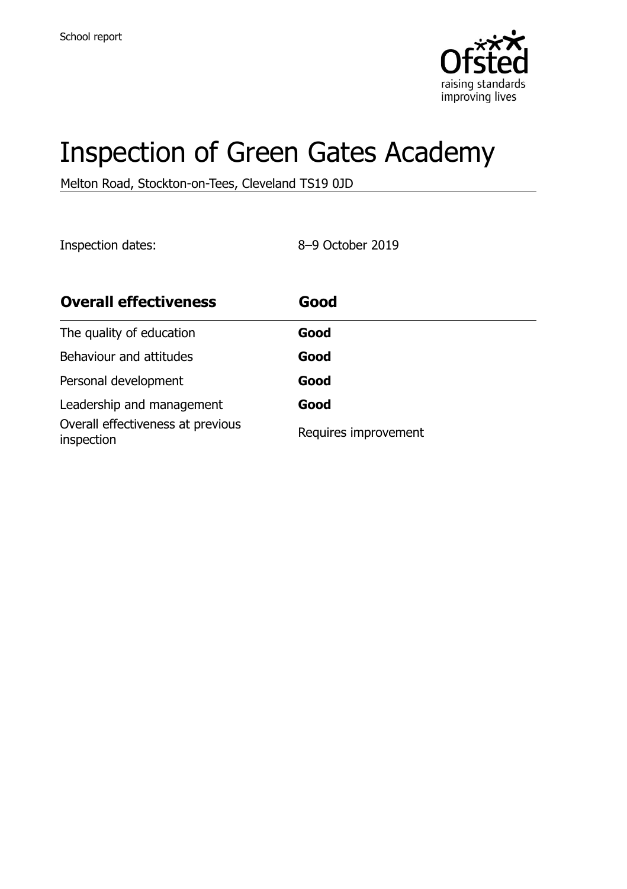School report

# Inspection of Green Gates Academy

Melton Road, Stockton-on-Tees, Cleveland TS19 0JD

Inspection dates: 8–9 October 2019

| **Overall effectiveness** | **Good** |
| --- | --- |
| The quality of education | **Good** |
| Behaviour and attitudes | **Good** |
| Personal development | **Good** |
| Leadership and management | **Good** |
| Overall effectiveness at previous inspection | Requires improvement |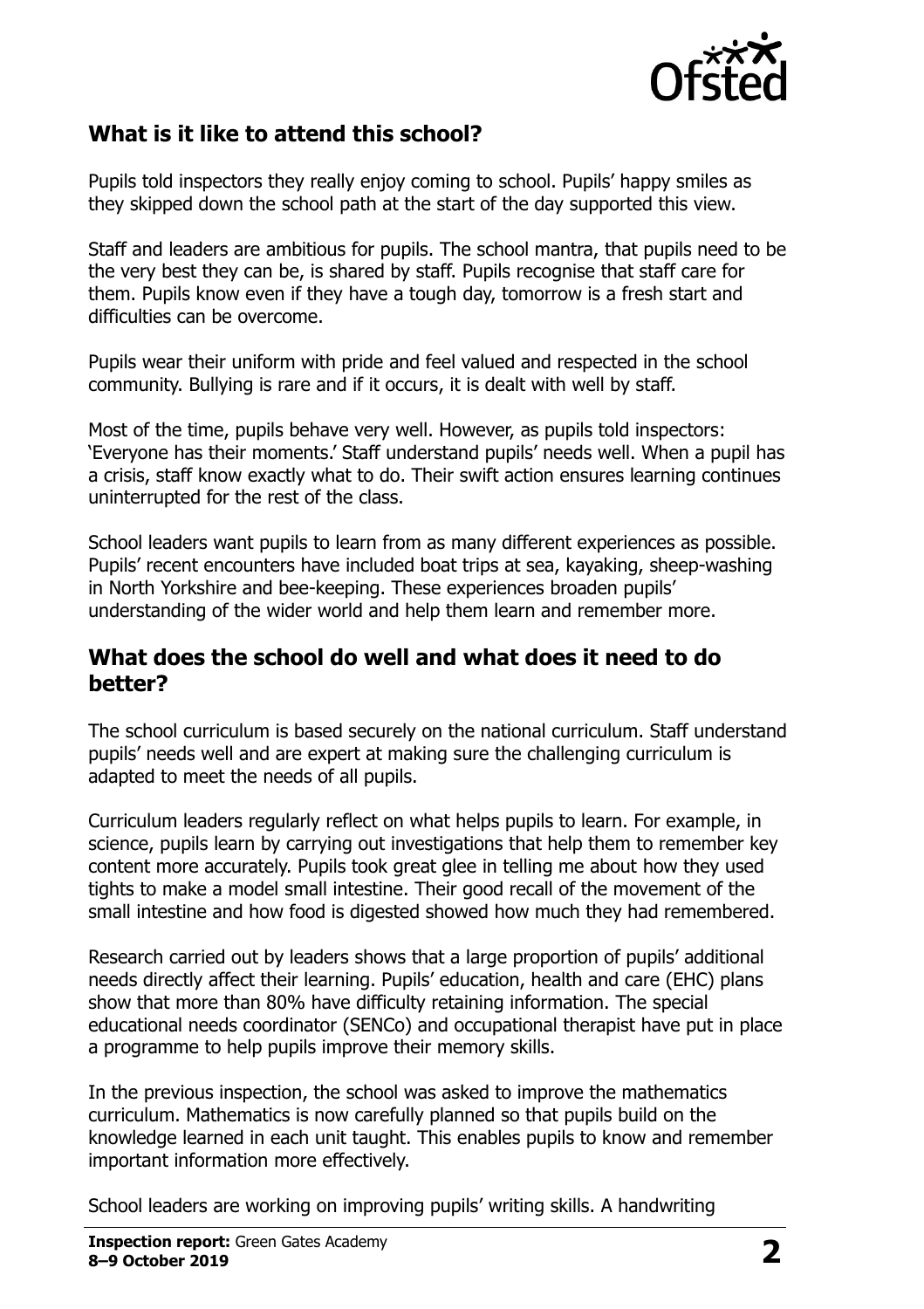## What is it like to attend this school?

Pupils told inspectors they really enjoy coming to school. Pupils' happy smiles as they skipped down the school path at the start of the day supported this view.

Staff and leaders are ambitious for pupils. The school mantra, that pupils need to be the very best they can be, is shared by staff. Pupils recognise that staff care for them. Pupils know even if they have a tough day, tomorrow is a fresh start and difficulties can be overcome.

Pupils wear their uniform with pride and feel valued and respected in the school community. Bullying is rare and if it occurs, it is dealt with well by staff.

Most of the time, pupils behave very well. However, as pupils told inspectors: 'Everyone has their moments.' Staff understand pupils' needs well. When a pupil has a crisis, staff know exactly what to do. Their swift action ensures learning continues uninterrupted for the rest of the class.

School leaders want pupils to learn from as many different experiences as possible. Pupils' recent encounters have included boat trips at sea, kayaking, sheep-washing in North Yorkshire and bee-keeping. These experiences broaden pupils' understanding of the wider world and help them learn and remember more.

## What does the school do well and what does it need to do better?

The school curriculum is based securely on the national curriculum. Staff understand pupils' needs well and are expert at making sure the challenging curriculum is adapted to meet the needs of all pupils.

Curriculum leaders regularly reflect on what helps pupils to learn. For example, in science, pupils learn by carrying out investigations that help them to remember key content more accurately. Pupils took great glee in telling me about how they used tights to make a model small intestine. Their good recall of the movement of the small intestine and how food is digested showed how much they had remembered.

Research carried out by leaders shows that a large proportion of pupils' additional needs directly affect their learning. Pupils' education, health and care (EHC) plans show that more than 80% have difficulty retaining information. The special educational needs coordinator (SENCo) and occupational therapist have put in place a programme to help pupils improve their memory skills.

In the previous inspection, the school was asked to improve the mathematics curriculum. Mathematics is now carefully planned so that pupils build on the knowledge learned in each unit taught. This enables pupils to know and remember important information more effectively.

School leaders are working on improving pupils' writing skills. A handwriting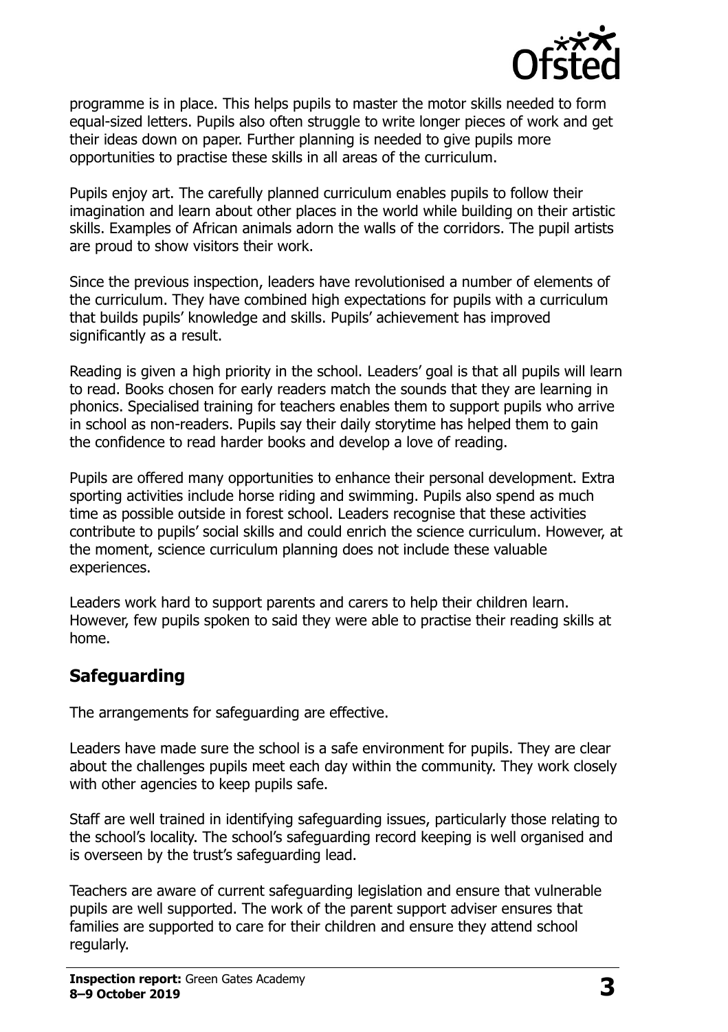programme is in place. This helps pupils to master the motor skills needed to form equal-sized letters. Pupils also often struggle to write longer pieces of work and get their ideas down on paper. Further planning is needed to give pupils more opportunities to practise these skills in all areas of the curriculum.

Pupils enjoy art. The carefully planned curriculum enables pupils to follow their imagination and learn about other places in the world while building on their artistic skills. Examples of African animals adorn the walls of the corridors. The pupil artists are proud to show visitors their work.

Since the previous inspection, leaders have revolutionised a number of elements of the curriculum. They have combined high expectations for pupils with a curriculum that builds pupils' knowledge and skills. Pupils' achievement has improved significantly as a result.

Reading is given a high priority in the school. Leaders' goal is that all pupils will learn to read. Books chosen for early readers match the sounds that they are learning in phonics. Specialised training for teachers enables them to support pupils who arrive in school as non-readers. Pupils say their daily storytime has helped them to gain the confidence to read harder books and develop a love of reading.

Pupils are offered many opportunities to enhance their personal development. Extra sporting activities include horse riding and swimming. Pupils also spend as much time as possible outside in forest school. Leaders recognise that these activities contribute to pupils' social skills and could enrich the science curriculum. However, at the moment, science curriculum planning does not include these valuable experiences.

Leaders work hard to support parents and carers to help their children learn. However, few pupils spoken to said they were able to practise their reading skills at home.

## Safeguarding

The arrangements for safeguarding are effective.

Leaders have made sure the school is a safe environment for pupils. They are clear about the challenges pupils meet each day within the community. They work closely with other agencies to keep pupils safe.

Staff are well trained in identifying safeguarding issues, particularly those relating to the school's locality. The school's safeguarding record keeping is well organised and is overseen by the trust's safeguarding lead.

Teachers are aware of current safeguarding legislation and ensure that vulnerable pupils are well supported. The work of the parent support adviser ensures that families are supported to care for their children and ensure they attend school regularly.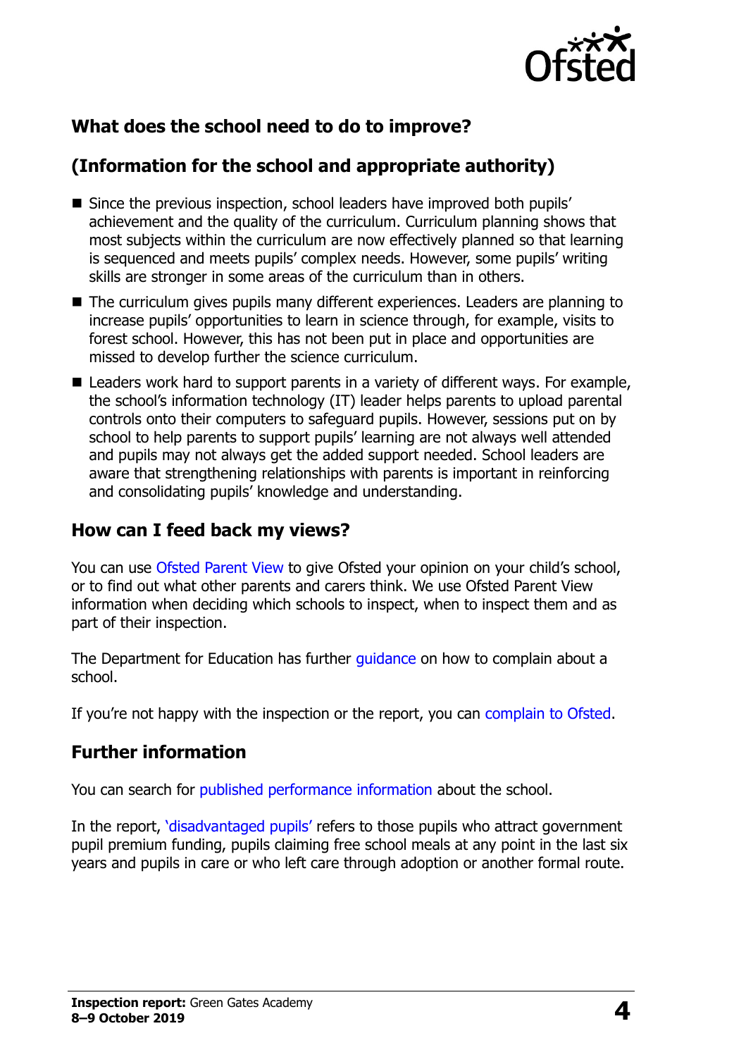## What does the school need to do to improve?

## (Information for the school and appropriate authority)

- Since the previous inspection, school leaders have improved both pupils' achievement and the quality of the curriculum. Curriculum planning shows that most subjects within the curriculum are now effectively planned so that learning is sequenced and meets pupils' complex needs. However, some pupils' writing skills are stronger in some areas of the curriculum than in others.
- The curriculum gives pupils many different experiences. Leaders are planning to increase pupils' opportunities to learn in science through, for example, visits to forest school. However, this has not been put in place and opportunities are missed to develop further the science curriculum.
- Leaders work hard to support parents in a variety of different ways. For example, the school's information technology (IT) leader helps parents to upload parental controls onto their computers to safeguard pupils. However, sessions put on by school to help parents to support pupils' learning are not always well attended and pupils may not always get the added support needed. School leaders are aware that strengthening relationships with parents is important in reinforcing and consolidating pupils' knowledge and understanding.

## How can I feed back my views?

You can use Ofsted Parent View to give Ofsted your opinion on your child's school, or to find out what other parents and carers think. We use Ofsted Parent View information when deciding which schools to inspect, when to inspect them and as part of their inspection.

The Department for Education has further guidance on how to complain about a school.

If you're not happy with the inspection or the report, you can complain to Ofsted.

## Further information

You can search for published performance information about the school.

In the report, 'disadvantaged pupils' refers to those pupils who attract government pupil premium funding, pupils claiming free school meals at any point in the last six years and pupils in care or who left care through adoption or another formal route.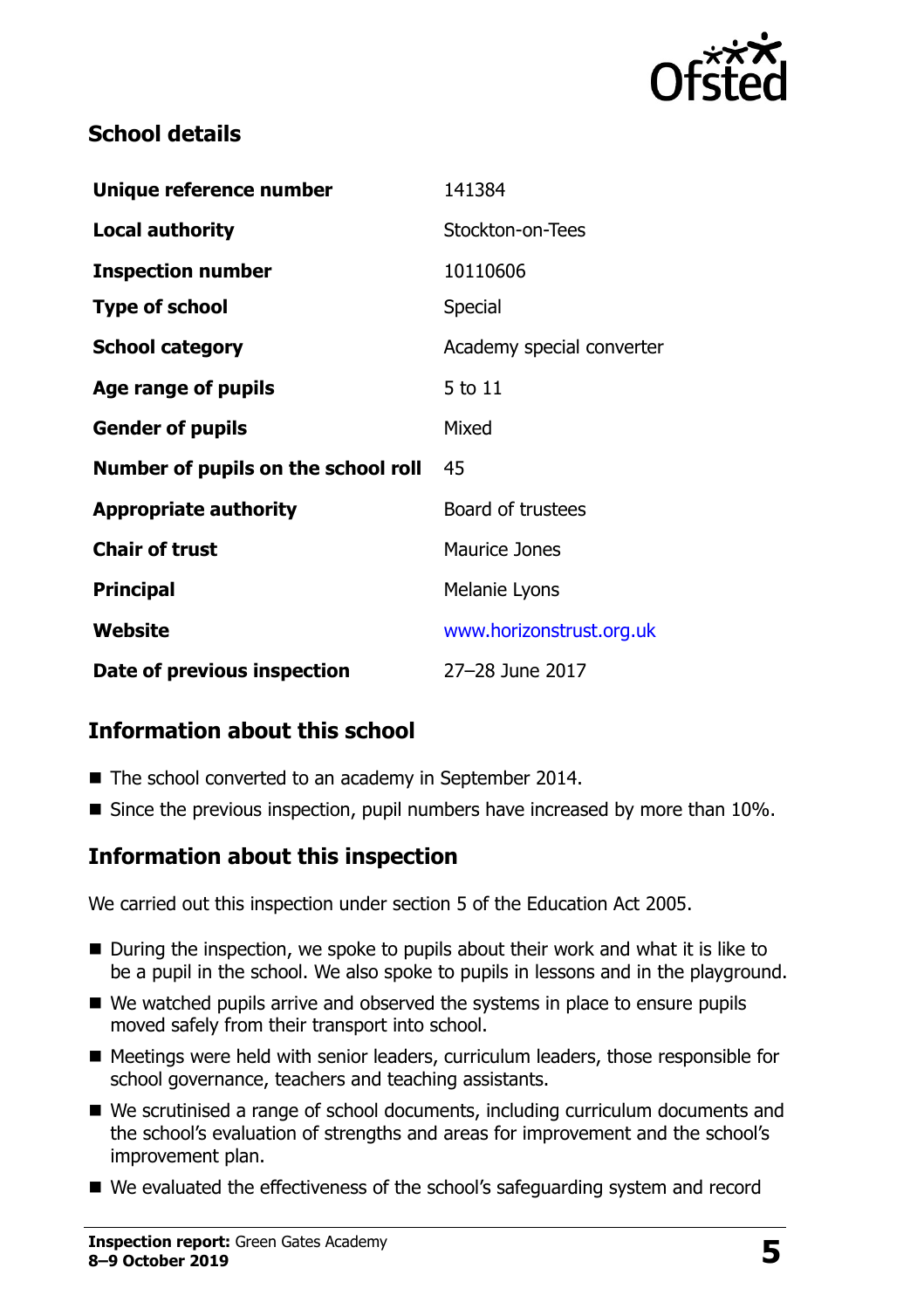## School details

| Unique reference number | 141384 |
| --- | --- |
| **Local authority** | Stockton-on-Tees |
| **Inspection number** | 10110606 |
| **Type of school** | Special |
| **School category** | Academy special converter |
| **Age range of pupils** | 5 to 11 |
| **Gender of pupils** | Mixed |
| **Number of pupils on the school roll** | 45 |
| **Appropriate authority** | Board of trustees |
| **Chair of trust** | Maurice Jones |
| **Principal** | Melanie Lyons |
| **Website** | www.horizonstrust.org.uk |
| **Date of previous inspection** | 27–28 June 2017 |

## Information about this school

- The school converted to an academy in September 2014.
- Since the previous inspection, pupil numbers have increased by more than 10%.

## Information about this inspection

We carried out this inspection under section 5 of the Education Act 2005.

- During the inspection, we spoke to pupils about their work and what it is like to be a pupil in the school. We also spoke to pupils in lessons and in the playground.
- We watched pupils arrive and observed the systems in place to ensure pupils moved safely from their transport into school.
- Meetings were held with senior leaders, curriculum leaders, those responsible for school governance, teachers and teaching assistants.
- We scrutinised a range of school documents, including curriculum documents and the school's evaluation of strengths and areas for improvement and the school's improvement plan.
- We evaluated the effectiveness of the school's safeguarding system and record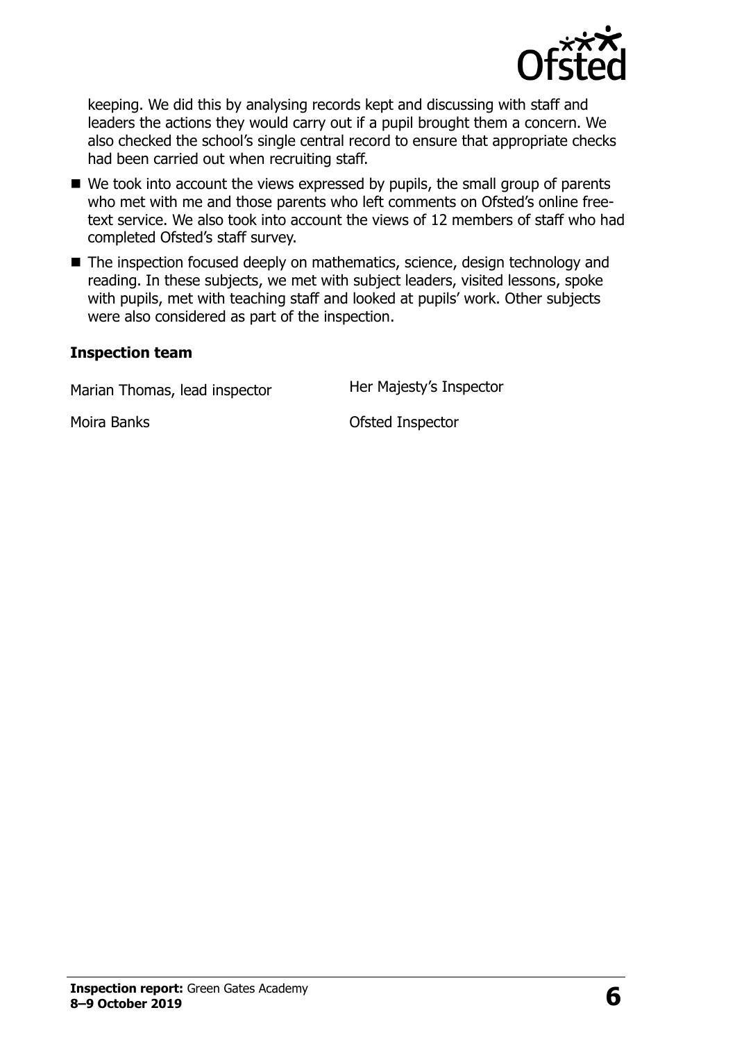keeping. We did this by analysing records kept and discussing with staff and leaders the actions they would carry out if a pupil brought them a concern. We also checked the school's single central record to ensure that appropriate checks had been carried out when recruiting staff.

- We took into account the views expressed by pupils, the small group of parents who met with me and those parents who left comments on Ofsted's online free-text service. We also took into account the views of 12 members of staff who had completed Ofsted's staff survey.
- The inspection focused deeply on mathematics, science, design technology and reading. In these subjects, we met with subject leaders, visited lessons, spoke with pupils, met with teaching staff and looked at pupils' work. Other subjects were also considered as part of the inspection.

### Inspection team

| | |
|---|---|
| Marian Thomas, lead inspector | Her Majesty's Inspector |
| Moira Banks | Ofsted Inspector |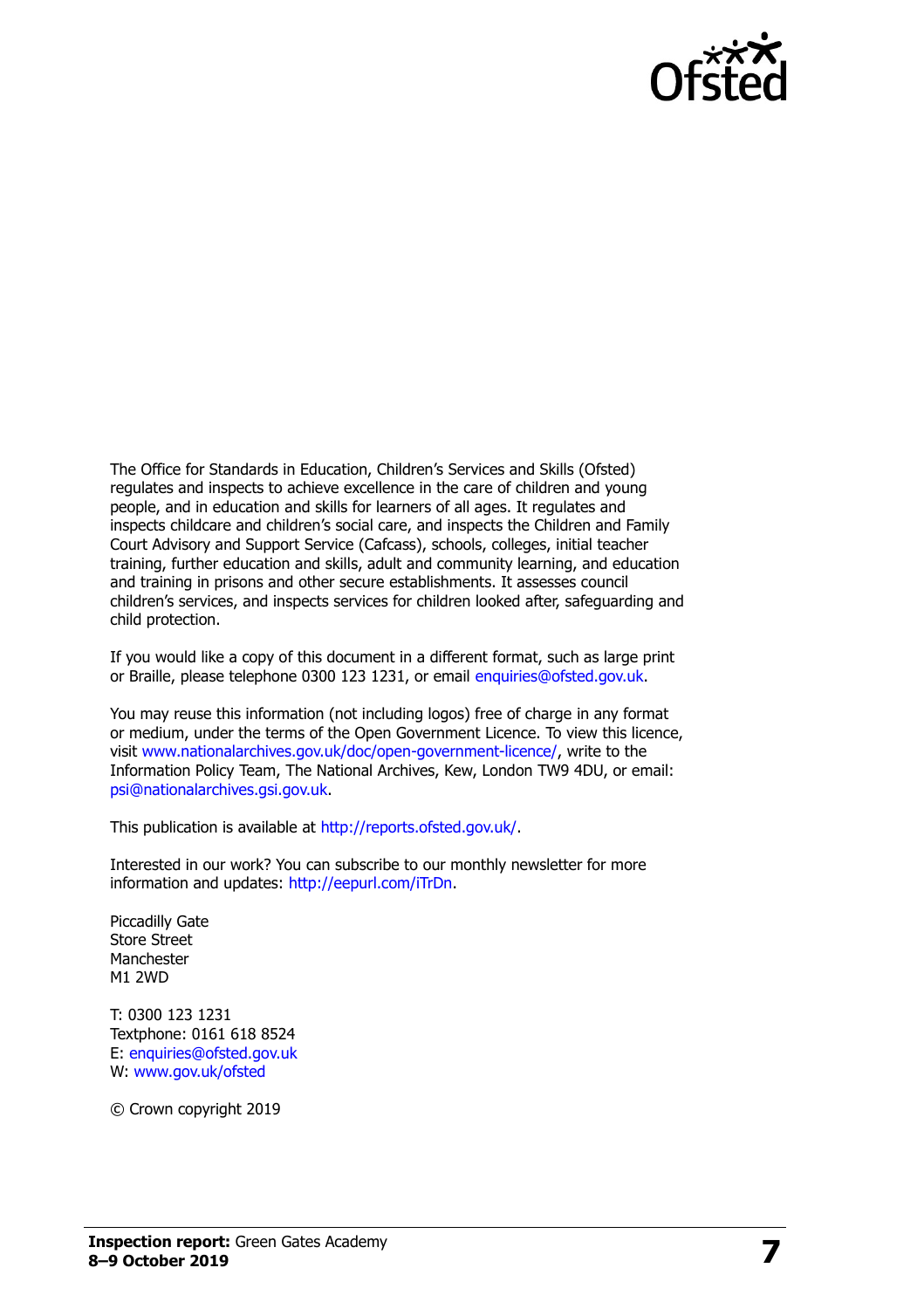The Office for Standards in Education, Children's Services and Skills (Ofsted) regulates and inspects to achieve excellence in the care of children and young people, and in education and skills for learners of all ages. It regulates and inspects childcare and children's social care, and inspects the Children and Family Court Advisory and Support Service (Cafcass), schools, colleges, initial teacher training, further education and skills, adult and community learning, and education and training in prisons and other secure establishments. It assesses council children's services, and inspects services for children looked after, safeguarding and child protection.

If you would like a copy of this document in a different format, such as large print or Braille, please telephone 0300 123 1231, or email enquiries@ofsted.gov.uk.

You may reuse this information (not including logos) free of charge in any format or medium, under the terms of the Open Government Licence. To view this licence, visit www.nationalarchives.gov.uk/doc/open-government-licence/, write to the Information Policy Team, The National Archives, Kew, London TW9 4DU, or email: psi@nationalarchives.gsi.gov.uk.

This publication is available at http://reports.ofsted.gov.uk/.

Interested in our work? You can subscribe to our monthly newsletter for more information and updates: http://eepurl.com/iTrDn.

Piccadilly Gate  
Store Street  
Manchester  
M1 2WD

T: 0300 123 1231  
Textphone: 0161 618 8524  
E: enquiries@ofsted.gov.uk  
W: www.gov.uk/ofsted

© Crown copyright 2019